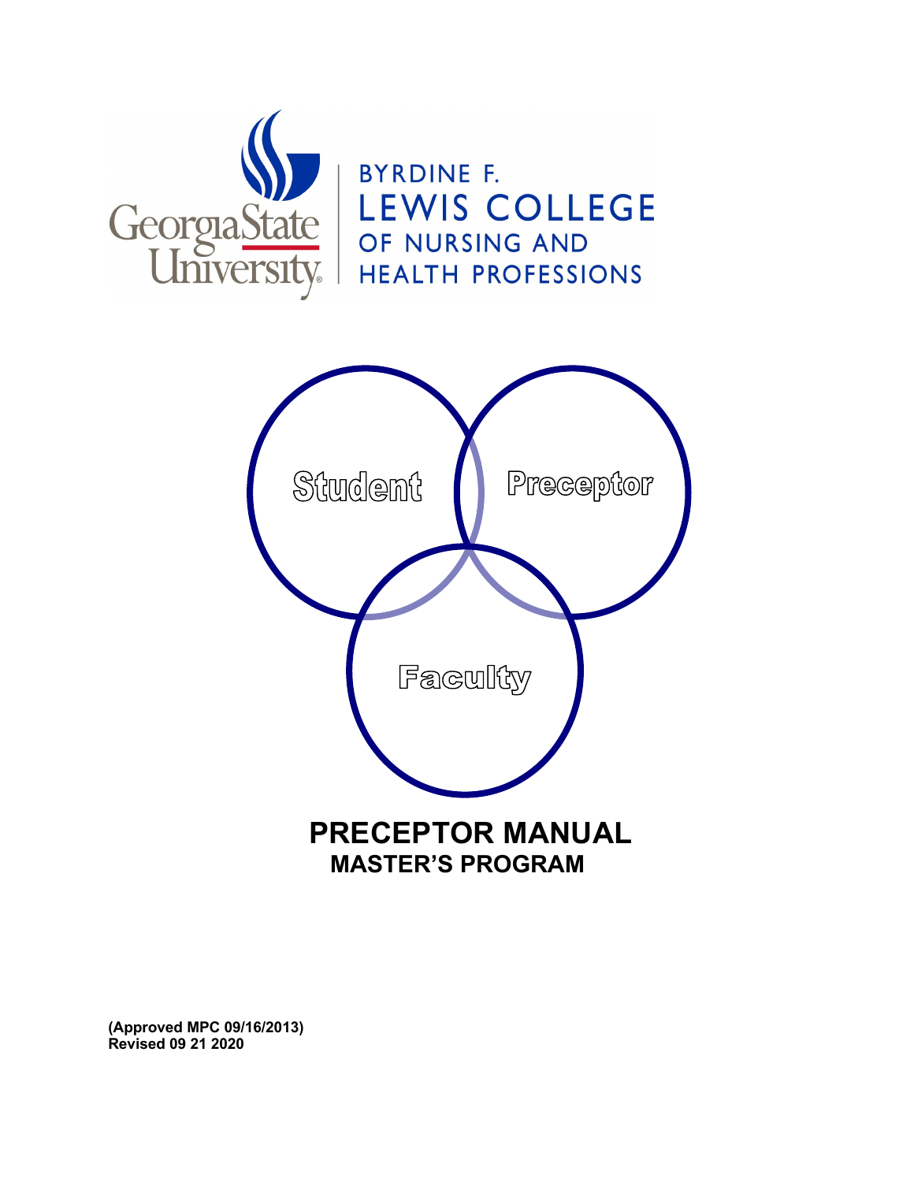Georgia State University

BYRDINE F. LEWIS COLLEGE OF NURSING AND HEALTH PROFESSIONS

Student

Preceptor

Faculty

# PRECEPTOR MANUAL

## MASTER'S PROGRAM

**(Approved MPC 09/16/2013)**
**Revised 09 21 2020**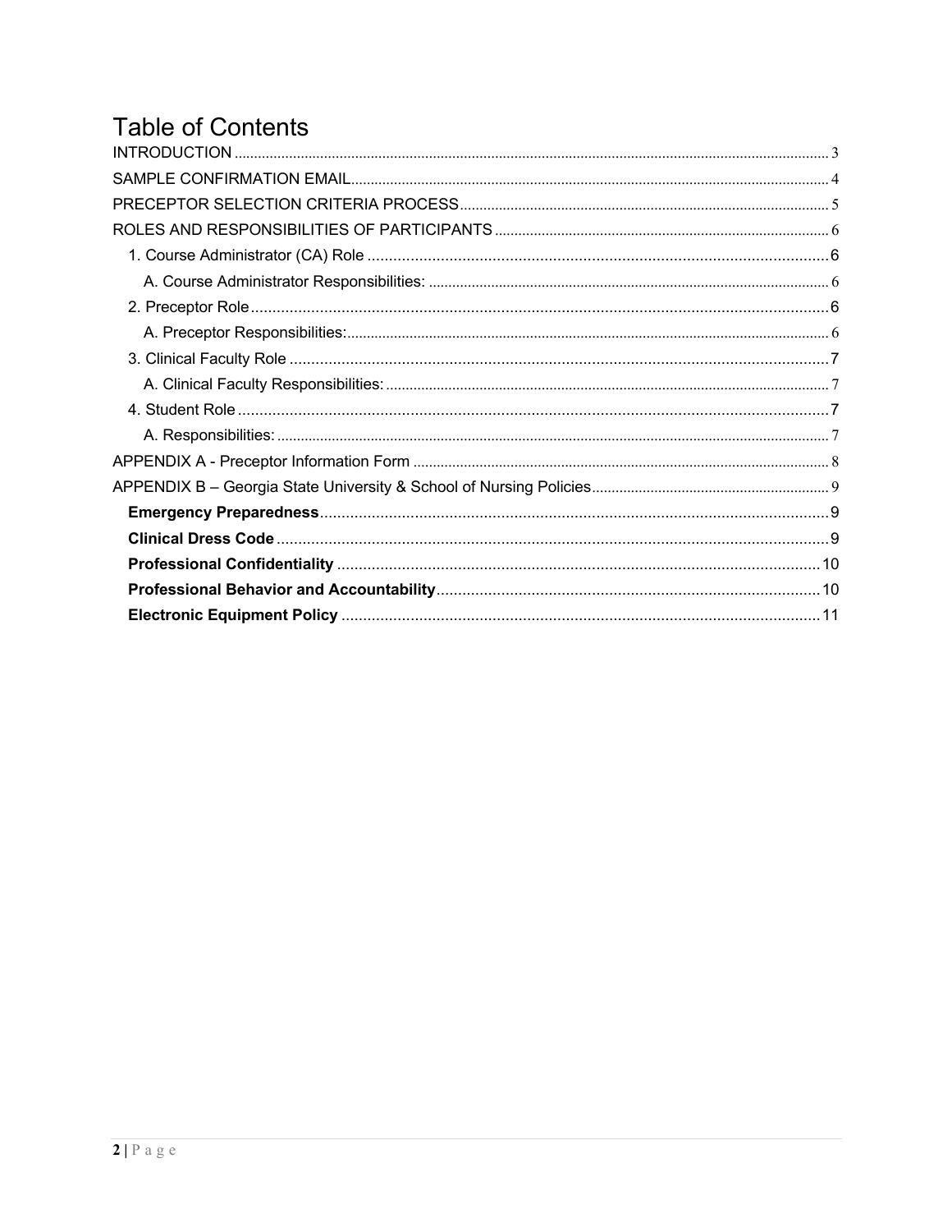# Table of Contents

INTRODUCTION ..... 3

SAMPLE CONFIRMATION EMAIL ..... 4

PRECEPTOR SELECTION CRITERIA PROCESS ..... 5

ROLES AND RESPONSIBILITIES OF PARTICIPANTS ..... 6

- 1. Course Administrator (CA) Role ..... 6
  - A. Course Administrator Responsibilities: ..... 6
- 2. Preceptor Role ..... 6
  - A. Preceptor Responsibilities: ..... 6
- 3. Clinical Faculty Role ..... 7
  - A. Clinical Faculty Responsibilities: ..... 7
- 4. Student Role ..... 7
  - A. Responsibilities: ..... 7

APPENDIX A - Preceptor Information Form ..... 8

APPENDIX B – Georgia State University & School of Nursing Policies ..... 9

- **Emergency Preparedness** ..... 9
- **Clinical Dress Code** ..... 9
- **Professional Confidentiality** ..... 10
- **Professional Behavior and Accountability** ..... 10
- **Electronic Equipment Policy** ..... 11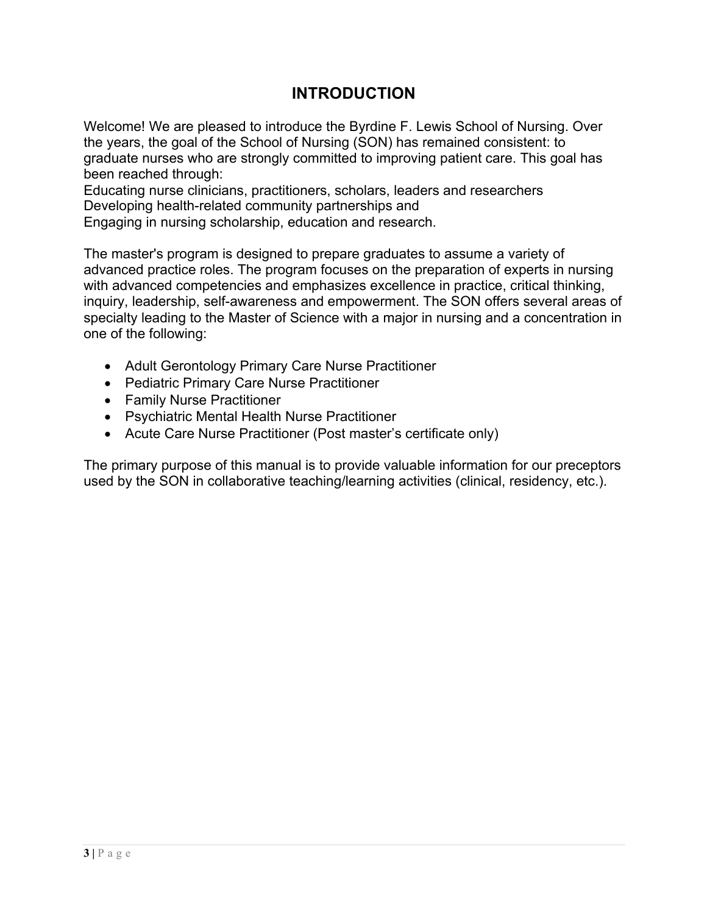# INTRODUCTION

Welcome! We are pleased to introduce the Byrdine F. Lewis School of Nursing. Over the years, the goal of the School of Nursing (SON) has remained consistent: to graduate nurses who are strongly committed to improving patient care. This goal has been reached through:
Educating nurse clinicians, practitioners, scholars, leaders and researchers
Developing health-related community partnerships and
Engaging in nursing scholarship, education and research.

The master's program is designed to prepare graduates to assume a variety of advanced practice roles. The program focuses on the preparation of experts in nursing with advanced competencies and emphasizes excellence in practice, critical thinking, inquiry, leadership, self-awareness and empowerment. The SON offers several areas of specialty leading to the Master of Science with a major in nursing and a concentration in one of the following:

- Adult Gerontology Primary Care Nurse Practitioner
- Pediatric Primary Care Nurse Practitioner
- Family Nurse Practitioner
- Psychiatric Mental Health Nurse Practitioner
- Acute Care Nurse Practitioner (Post master's certificate only)

The primary purpose of this manual is to provide valuable information for our preceptors used by the SON in collaborative teaching/learning activities (clinical, residency, etc.).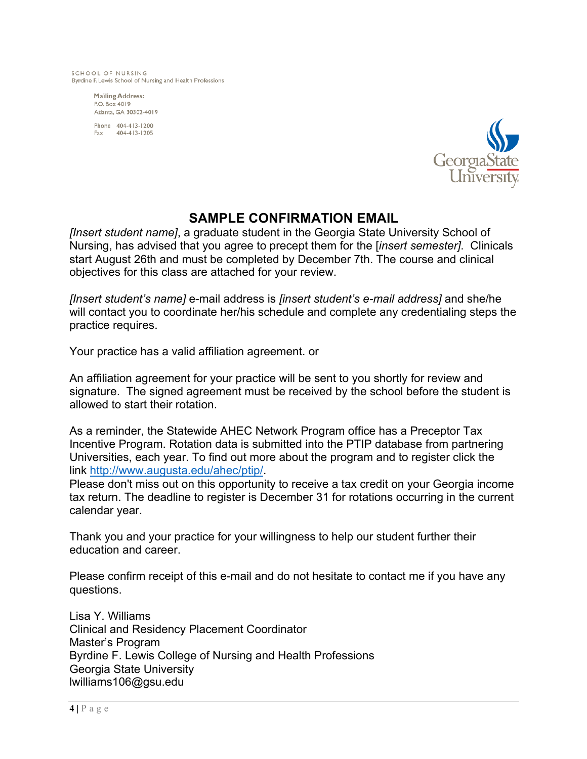SCHOOL OF NURSING
Byrdine F. Lewis School of Nursing and Health Professions

Mailing Address:
P.O. Box 4019
Atlanta, GA 30302-4019

Phone 404-413-1200
Fax 404-413-1205

Georgia State University

## SAMPLE CONFIRMATION EMAIL

*[Insert student name]*, a graduate student in the Georgia State University School of Nursing, has advised that you agree to precept them for the [*insert semester]*. Clinicals start August 26th and must be completed by December 7th. The course and clinical objectives for this class are attached for your review.

*[Insert student's name]* e-mail address is *[insert student's e-mail address]* and she/he will contact you to coordinate her/his schedule and complete any credentialing steps the practice requires.

Your practice has a valid affiliation agreement. or

An affiliation agreement for your practice will be sent to you shortly for review and signature. The signed agreement must be received by the school before the student is allowed to start their rotation.

As a reminder, the Statewide AHEC Network Program office has a Preceptor Tax Incentive Program. Rotation data is submitted into the PTIP database from partnering Universities, each year. To find out more about the program and to register click the link http://www.augusta.edu/ahec/ptip/.
Please don't miss out on this opportunity to receive a tax credit on your Georgia income tax return. The deadline to register is December 31 for rotations occurring in the current calendar year.

Thank you and your practice for your willingness to help our student further their education and career.

Please confirm receipt of this e-mail and do not hesitate to contact me if you have any questions.

Lisa Y. Williams
Clinical and Residency Placement Coordinator
Master's Program
Byrdine F. Lewis College of Nursing and Health Professions
Georgia State University
lwilliams106@gsu.edu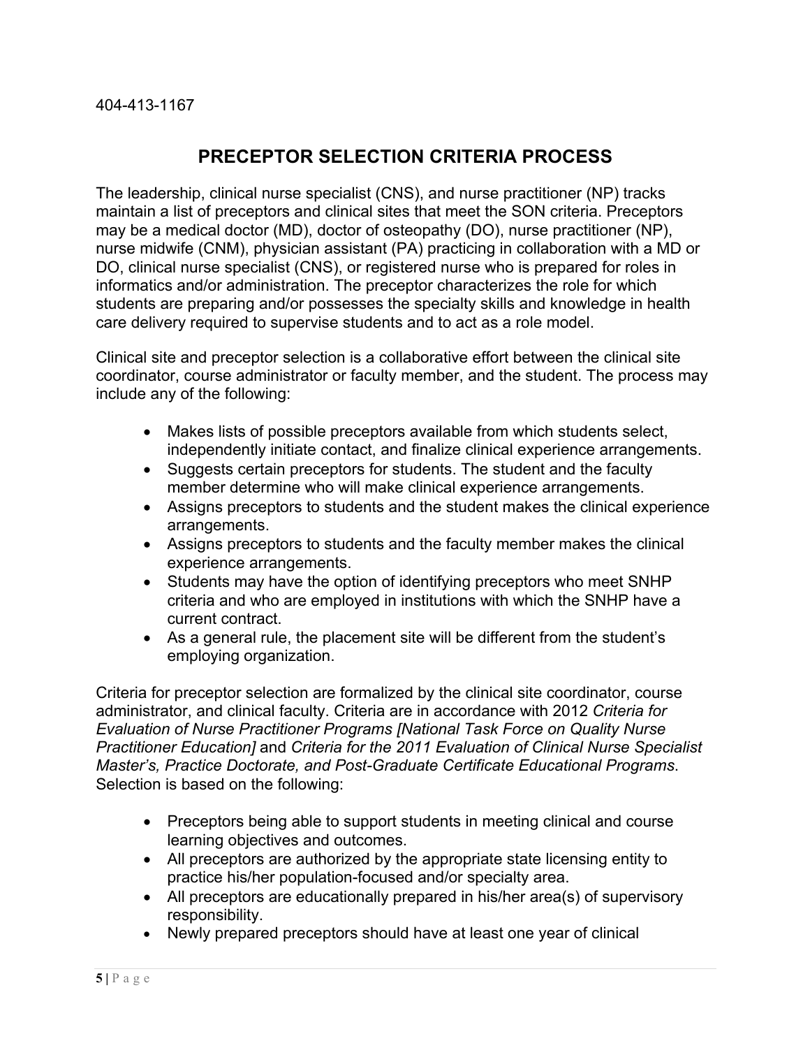404-413-1167

## PRECEPTOR SELECTION CRITERIA PROCESS

The leadership, clinical nurse specialist (CNS), and nurse practitioner (NP) tracks maintain a list of preceptors and clinical sites that meet the SON criteria. Preceptors may be a medical doctor (MD), doctor of osteopathy (DO), nurse practitioner (NP), nurse midwife (CNM), physician assistant (PA) practicing in collaboration with a MD or DO, clinical nurse specialist (CNS), or registered nurse who is prepared for roles in informatics and/or administration. The preceptor characterizes the role for which students are preparing and/or possesses the specialty skills and knowledge in health care delivery required to supervise students and to act as a role model.

Clinical site and preceptor selection is a collaborative effort between the clinical site coordinator, course administrator or faculty member, and the student. The process may include any of the following:

- Makes lists of possible preceptors available from which students select, independently initiate contact, and finalize clinical experience arrangements.
- Suggests certain preceptors for students. The student and the faculty member determine who will make clinical experience arrangements.
- Assigns preceptors to students and the student makes the clinical experience arrangements.
- Assigns preceptors to students and the faculty member makes the clinical experience arrangements.
- Students may have the option of identifying preceptors who meet SNHP criteria and who are employed in institutions with which the SNHP have a current contract.
- As a general rule, the placement site will be different from the student's employing organization.

Criteria for preceptor selection are formalized by the clinical site coordinator, course administrator, and clinical faculty. Criteria are in accordance with 2012 *Criteria for Evaluation of Nurse Practitioner Programs [National Task Force on Quality Nurse Practitioner Education]* and *Criteria for the 2011 Evaluation of Clinical Nurse Specialist Master's, Practice Doctorate, and Post-Graduate Certificate Educational Programs*. Selection is based on the following:

- Preceptors being able to support students in meeting clinical and course learning objectives and outcomes.
- All preceptors are authorized by the appropriate state licensing entity to practice his/her population-focused and/or specialty area.
- All preceptors are educationally prepared in his/her area(s) of supervisory responsibility.
- Newly prepared preceptors should have at least one year of clinical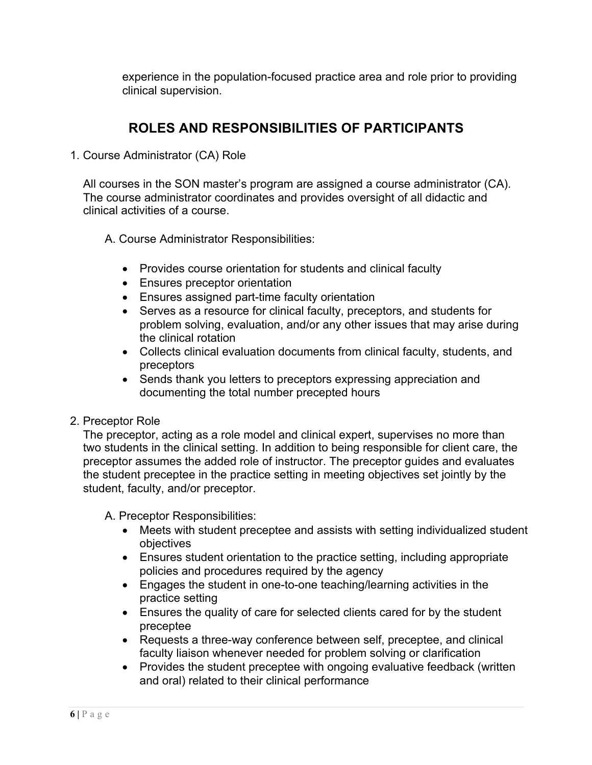experience in the population-focused practice area and role prior to providing clinical supervision.

## ROLES AND RESPONSIBILITIES OF PARTICIPANTS

1. Course Administrator (CA) Role

   All courses in the SON master's program are assigned a course administrator (CA). The course administrator coordinates and provides oversight of all didactic and clinical activities of a course.

   A. Course Administrator Responsibilities:

   - Provides course orientation for students and clinical faculty
   - Ensures preceptor orientation
   - Ensures assigned part-time faculty orientation
   - Serves as a resource for clinical faculty, preceptors, and students for problem solving, evaluation, and/or any other issues that may arise during the clinical rotation
   - Collects clinical evaluation documents from clinical faculty, students, and preceptors
   - Sends thank you letters to preceptors expressing appreciation and documenting the total number precepted hours

2. Preceptor Role

   The preceptor, acting as a role model and clinical expert, supervises no more than two students in the clinical setting. In addition to being responsible for client care, the preceptor assumes the added role of instructor. The preceptor guides and evaluates the student preceptee in the practice setting in meeting objectives set jointly by the student, faculty, and/or preceptor.

   A. Preceptor Responsibilities:

   - Meets with student preceptee and assists with setting individualized student objectives
   - Ensures student orientation to the practice setting, including appropriate policies and procedures required by the agency
   - Engages the student in one-to-one teaching/learning activities in the practice setting
   - Ensures the quality of care for selected clients cared for by the student preceptee
   - Requests a three-way conference between self, preceptee, and clinical faculty liaison whenever needed for problem solving or clarification
   - Provides the student preceptee with ongoing evaluative feedback (written and oral) related to their clinical performance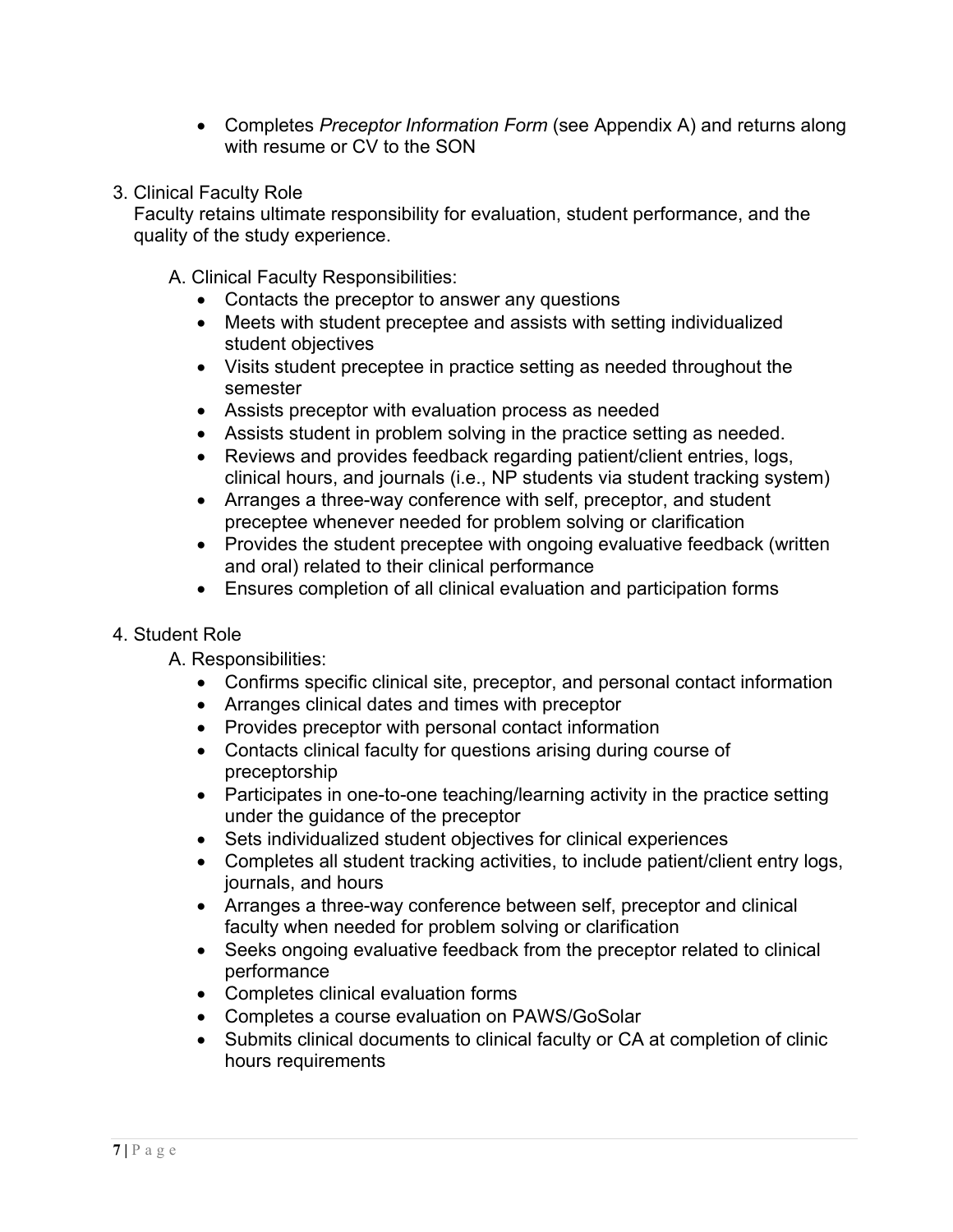- Completes *Preceptor Information Form* (see Appendix A) and returns along with resume or CV to the SON

3. Clinical Faculty Role

Faculty retains ultimate responsibility for evaluation, student performance, and the quality of the study experience.

A. Clinical Faculty Responsibilities:

- Contacts the preceptor to answer any questions
- Meets with student preceptee and assists with setting individualized student objectives
- Visits student preceptee in practice setting as needed throughout the semester
- Assists preceptor with evaluation process as needed
- Assists student in problem solving in the practice setting as needed.
- Reviews and provides feedback regarding patient/client entries, logs, clinical hours, and journals (i.e., NP students via student tracking system)
- Arranges a three-way conference with self, preceptor, and student preceptee whenever needed for problem solving or clarification
- Provides the student preceptee with ongoing evaluative feedback (written and oral) related to their clinical performance
- Ensures completion of all clinical evaluation and participation forms

4. Student Role

A. Responsibilities:

- Confirms specific clinical site, preceptor, and personal contact information
- Arranges clinical dates and times with preceptor
- Provides preceptor with personal contact information
- Contacts clinical faculty for questions arising during course of preceptorship
- Participates in one-to-one teaching/learning activity in the practice setting under the guidance of the preceptor
- Sets individualized student objectives for clinical experiences
- Completes all student tracking activities, to include patient/client entry logs, journals, and hours
- Arranges a three-way conference between self, preceptor and clinical faculty when needed for problem solving or clarification
- Seeks ongoing evaluative feedback from the preceptor related to clinical performance
- Completes clinical evaluation forms
- Completes a course evaluation on PAWS/GoSolar
- Submits clinical documents to clinical faculty or CA at completion of clinic hours requirements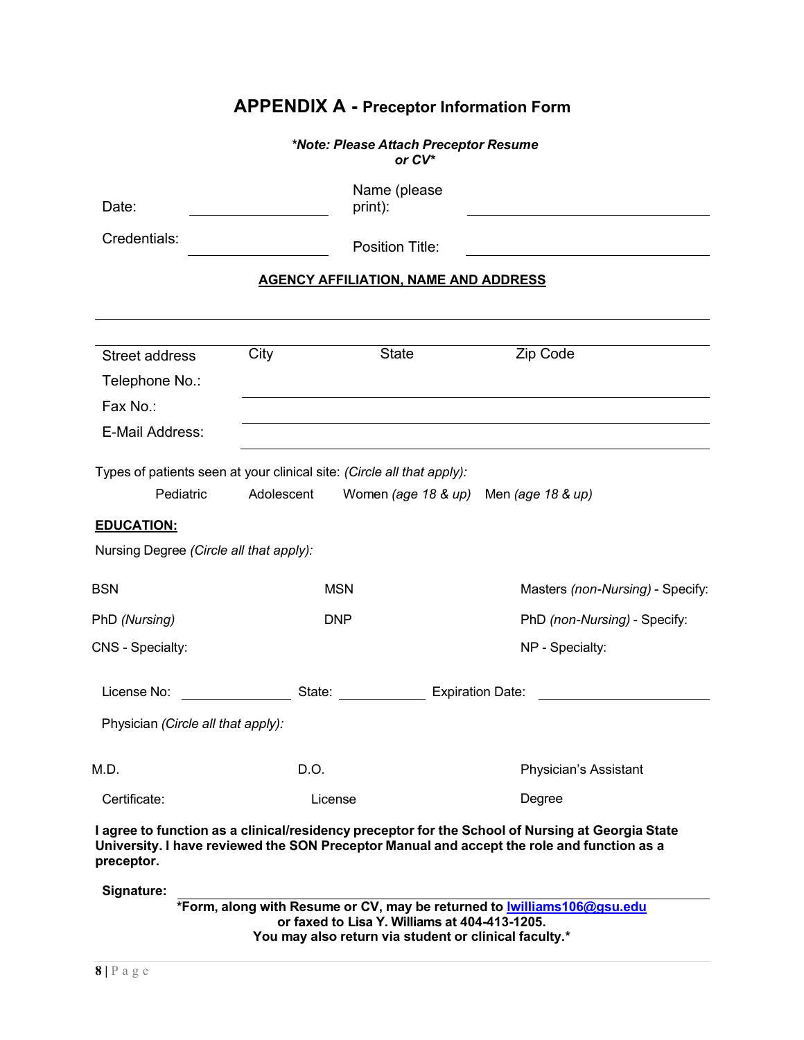# APPENDIX A - Preceptor Information Form

***Note: Please Attach Preceptor Resume or CV***

Date: ______________ Name (please print): ______________________

Credentials: ______________ Position Title: ______________________

**AGENCY AFFILIATION, NAME AND ADDRESS**

_______________________________________________

_______________________________________________

Street address City State Zip Code

Telephone No.: ______________________

Fax No.: ______________________

E-Mail Address: ______________________

Types of patients seen at your clinical site: *(Circle all that apply):*

Pediatric Adolescent Women *(age 18 & up)* Men *(age 18 & up)*

**EDUCATION:**

Nursing Degree *(Circle all that apply):*

BSN MSN Masters *(non-Nursing)* - Specify:

PhD *(Nursing)* DNP PhD *(non-Nursing)* - Specify:

CNS - Specialty: NP - Specialty:

License No: ______________ State: ______________ Expiration Date: ______________

Physician *(Circle all that apply):*

M.D. D.O. Physician's Assistant

Certificate: License Degree

**I agree to function as a clinical/residency preceptor for the School of Nursing at Georgia State University. I have reviewed the SON Preceptor Manual and accept the role and function as a preceptor.**

**Signature:** _______________________________________________

***Form, along with Resume or CV, may be returned to lwilliams106@gsu.edu or faxed to Lisa Y. Williams at 404-413-1205. You may also return via student or clinical faculty.***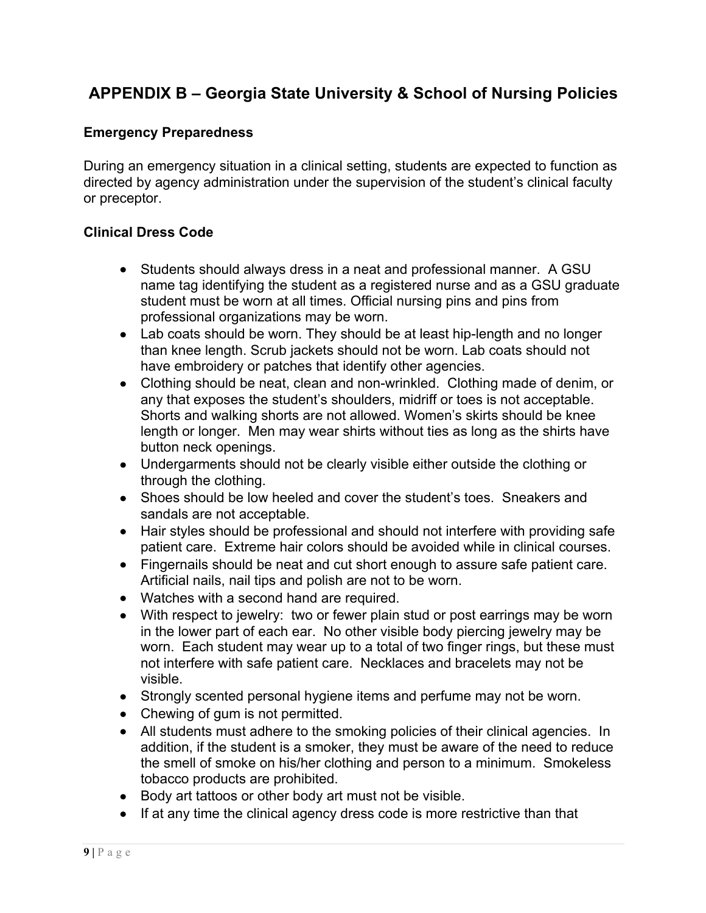# APPENDIX B – Georgia State University & School of Nursing Policies

### Emergency Preparedness

During an emergency situation in a clinical setting, students are expected to function as directed by agency administration under the supervision of the student's clinical faculty or preceptor.

### Clinical Dress Code

- Students should always dress in a neat and professional manner. A GSU name tag identifying the student as a registered nurse and as a GSU graduate student must be worn at all times. Official nursing pins and pins from professional organizations may be worn.
- Lab coats should be worn. They should be at least hip-length and no longer than knee length. Scrub jackets should not be worn. Lab coats should not have embroidery or patches that identify other agencies.
- Clothing should be neat, clean and non-wrinkled. Clothing made of denim, or any that exposes the student's shoulders, midriff or toes is not acceptable. Shorts and walking shorts are not allowed. Women's skirts should be knee length or longer. Men may wear shirts without ties as long as the shirts have button neck openings.
- Undergarments should not be clearly visible either outside the clothing or through the clothing.
- Shoes should be low heeled and cover the student's toes. Sneakers and sandals are not acceptable.
- Hair styles should be professional and should not interfere with providing safe patient care. Extreme hair colors should be avoided while in clinical courses.
- Fingernails should be neat and cut short enough to assure safe patient care. Artificial nails, nail tips and polish are not to be worn.
- Watches with a second hand are required.
- With respect to jewelry: two or fewer plain stud or post earrings may be worn in the lower part of each ear. No other visible body piercing jewelry may be worn. Each student may wear up to a total of two finger rings, but these must not interfere with safe patient care. Necklaces and bracelets may not be visible.
- Strongly scented personal hygiene items and perfume may not be worn.
- Chewing of gum is not permitted.
- All students must adhere to the smoking policies of their clinical agencies. In addition, if the student is a smoker, they must be aware of the need to reduce the smell of smoke on his/her clothing and person to a minimum. Smokeless tobacco products are prohibited.
- Body art tattoos or other body art must not be visible.
- If at any time the clinical agency dress code is more restrictive than that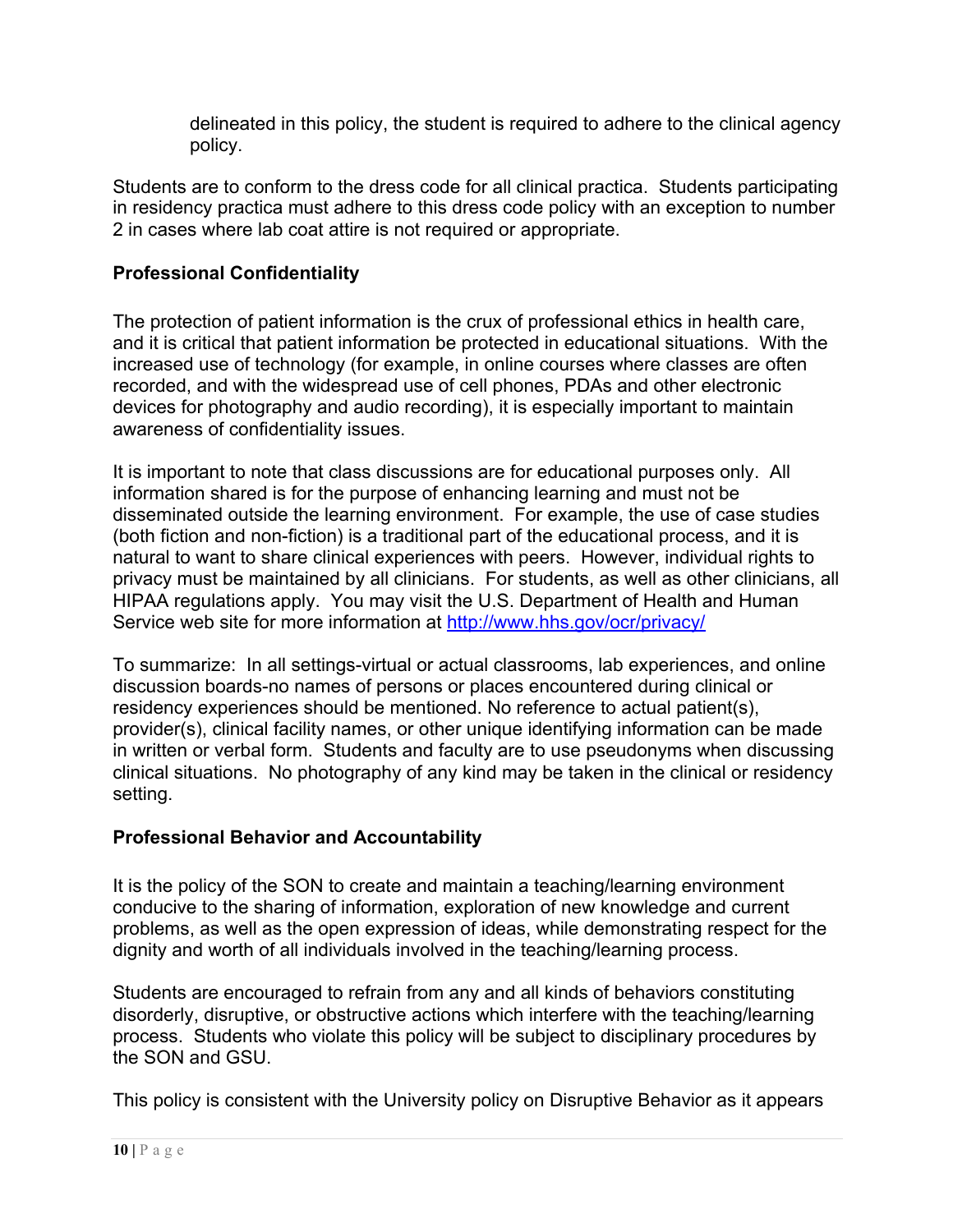delineated in this policy, the student is required to adhere to the clinical agency policy.

Students are to conform to the dress code for all clinical practica. Students participating in residency practica must adhere to this dress code policy with an exception to number 2 in cases where lab coat attire is not required or appropriate.

**Professional Confidentiality**

The protection of patient information is the crux of professional ethics in health care, and it is critical that patient information be protected in educational situations. With the increased use of technology (for example, in online courses where classes are often recorded, and with the widespread use of cell phones, PDAs and other electronic devices for photography and audio recording), it is especially important to maintain awareness of confidentiality issues.

It is important to note that class discussions are for educational purposes only. All information shared is for the purpose of enhancing learning and must not be disseminated outside the learning environment. For example, the use of case studies (both fiction and non-fiction) is a traditional part of the educational process, and it is natural to want to share clinical experiences with peers. However, individual rights to privacy must be maintained by all clinicians. For students, as well as other clinicians, all HIPAA regulations apply. You may visit the U.S. Department of Health and Human Service web site for more information at [http://www.hhs.gov/ocr/privacy/](http://www.hhs.gov/ocr/privacy/)

To summarize: In all settings-virtual or actual classrooms, lab experiences, and online discussion boards-no names of persons or places encountered during clinical or residency experiences should be mentioned. No reference to actual patient(s), provider(s), clinical facility names, or other unique identifying information can be made in written or verbal form. Students and faculty are to use pseudonyms when discussing clinical situations. No photography of any kind may be taken in the clinical or residency setting.

**Professional Behavior and Accountability**

It is the policy of the SON to create and maintain a teaching/learning environment conducive to the sharing of information, exploration of new knowledge and current problems, as well as the open expression of ideas, while demonstrating respect for the dignity and worth of all individuals involved in the teaching/learning process.

Students are encouraged to refrain from any and all kinds of behaviors constituting disorderly, disruptive, or obstructive actions which interfere with the teaching/learning process. Students who violate this policy will be subject to disciplinary procedures by the SON and GSU.

This policy is consistent with the University policy on Disruptive Behavior as it appears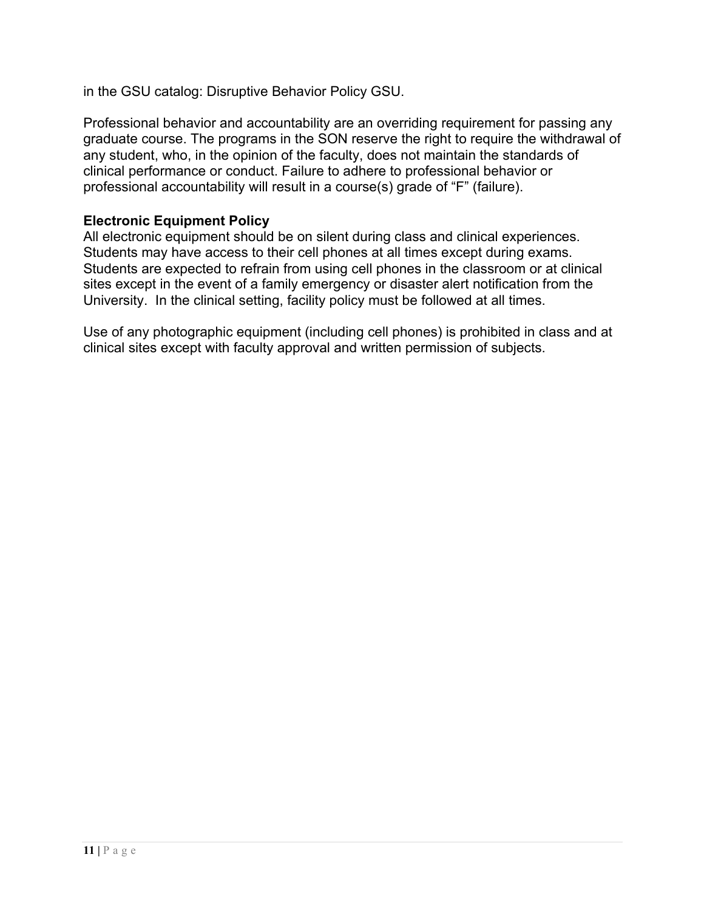in the GSU catalog: Disruptive Behavior Policy GSU.

Professional behavior and accountability are an overriding requirement for passing any graduate course. The programs in the SON reserve the right to require the withdrawal of any student, who, in the opinion of the faculty, does not maintain the standards of clinical performance or conduct. Failure to adhere to professional behavior or professional accountability will result in a course(s) grade of "F" (failure).

**Electronic Equipment Policy**
All electronic equipment should be on silent during class and clinical experiences. Students may have access to their cell phones at all times except during exams. Students are expected to refrain from using cell phones in the classroom or at clinical sites except in the event of a family emergency or disaster alert notification from the University. In the clinical setting, facility policy must be followed at all times.

Use of any photographic equipment (including cell phones) is prohibited in class and at clinical sites except with faculty approval and written permission of subjects.